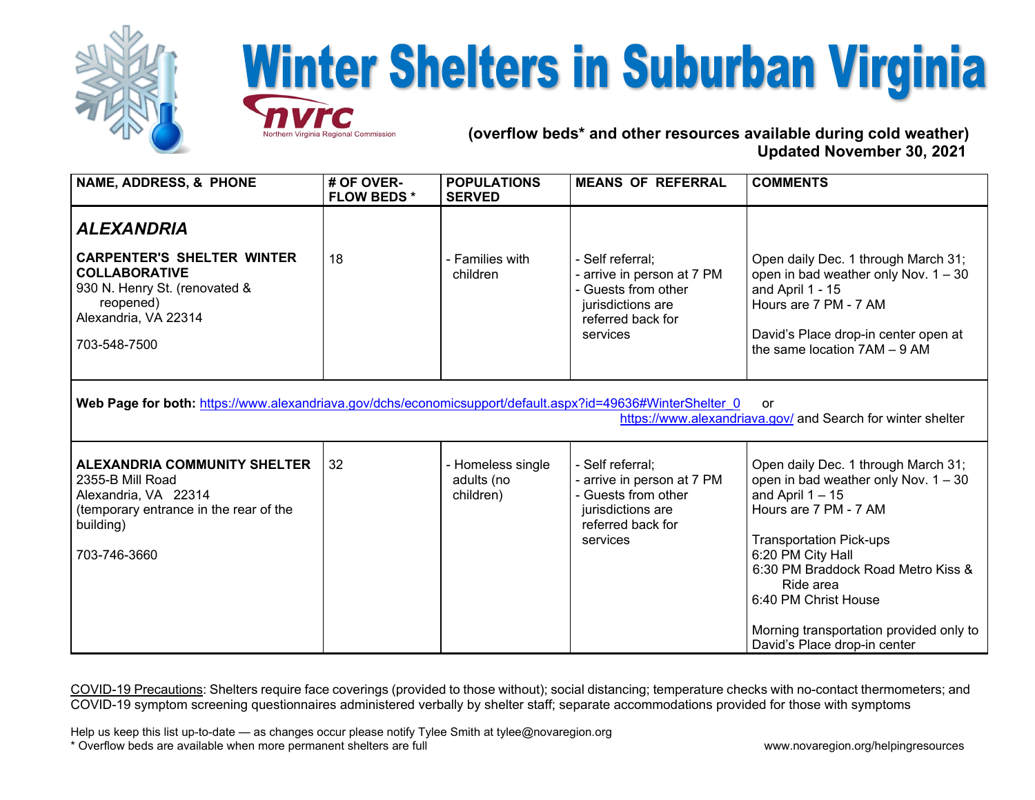# Winter Shelters in Suburban Virginia

nvrc
Northern Virginia Regional Commission

**(overflow beds* and other resources available during cold weather)**
**Updated November 30, 2021**

| NAME, ADDRESS, & PHONE | # OF OVER-FLOW BEDS * | POPULATIONS SERVED | MEANS OF REFERRAL | COMMENTS |
|---|---|---|---|---|
| ***ALEXANDRIA*** | | | | |
| **CARPENTER'S SHELTER WINTER COLLABORATIVE**<br>930 N. Henry St. (renovated & reopened)<br>Alexandria, VA 22314<br>703-548-7500 | 18 | - Families with children | - Self referral;<br>- arrive in person at 7 PM<br>- Guests from other jurisdictions are referred back for services | Open daily Dec. 1 through March 31; open in bad weather only Nov. 1 – 30 and April 1 - 15<br>Hours are 7 PM - 7 AM<br><br>David's Place drop-in center open at the same location 7AM – 9 AM |
| **Web Page for both:** https://www.alexandriava.gov/dchs/economicsupport/default.aspx?id=49636#WinterShelter_0 or https://www.alexandriava.gov/ and Search for winter shelter | | | | |
| **ALEXANDRIA COMMUNITY SHELTER**<br>2355-B Mill Road<br>Alexandria, VA 22314<br>(temporary entrance in the rear of the building)<br>703-746-3660 | 32 | - Homeless single adults (no children) | - Self referral;<br>- arrive in person at 7 PM<br>- Guests from other jurisdictions are referred back for services | Open daily Dec. 1 through March 31; open in bad weather only Nov. 1 – 30 and April 1 – 15<br>Hours are 7 PM - 7 AM<br><br>Transportation Pick-ups<br>6:20 PM City Hall<br>6:30 PM Braddock Road Metro Kiss & Ride area<br>6:40 PM Christ House<br><br>Morning transportation provided only to David's Place drop-in center |

COVID-19 Precautions: Shelters require face coverings (provided to those without); social distancing; temperature checks with no-contact thermometers; and COVID-19 symptom screening questionnaires administered verbally by shelter staff; separate accommodations provided for those with symptoms

Help us keep this list up-to-date — as changes occur please notify Tylee Smith at tylee@novaregion.org

* Overflow beds are available when more permanent shelters are full

www.novaregion.org/helpingresources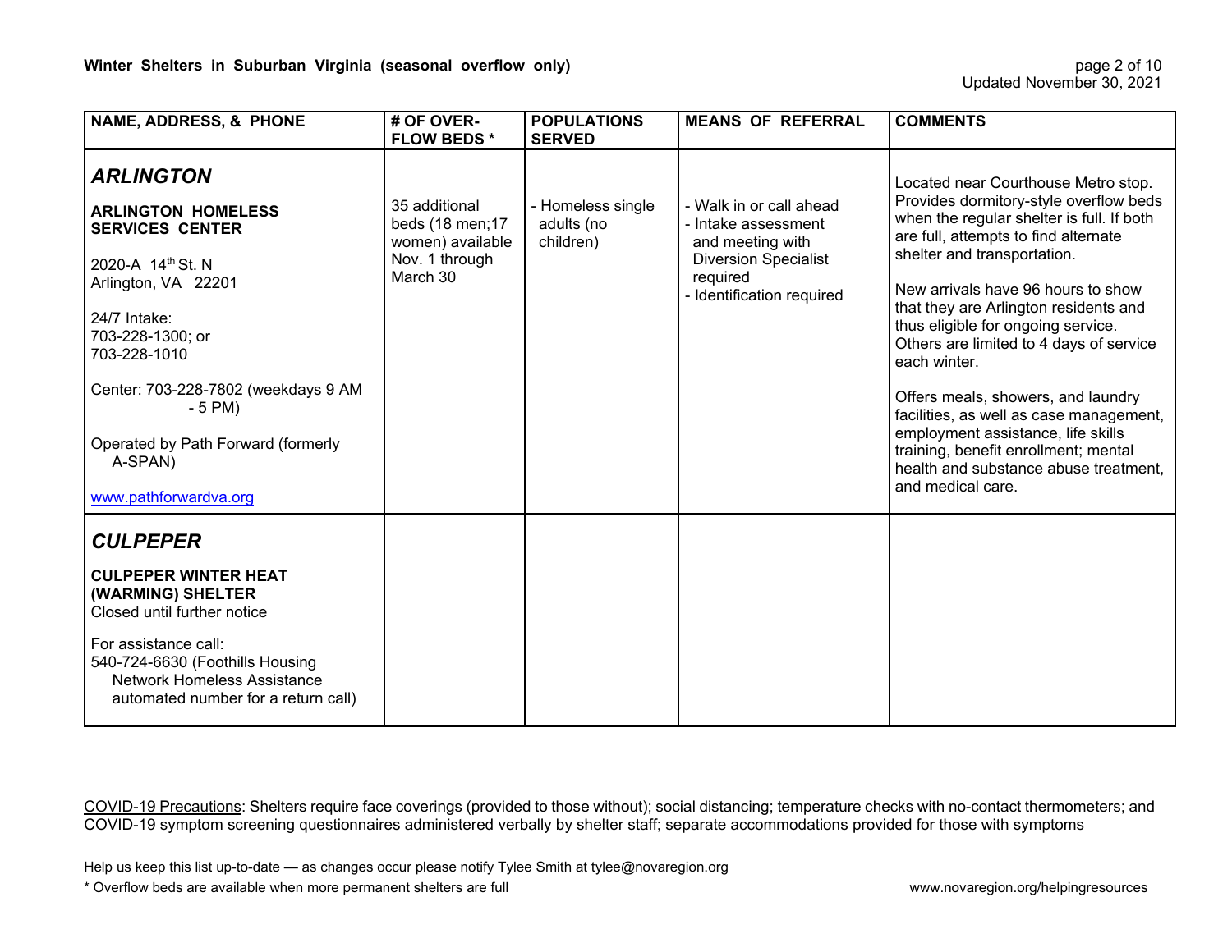## Winter Shelters in Suburban Virginia (seasonal overflow only)

Updated November 30, 2021

| NAME, ADDRESS, & PHONE | # OF OVER-FLOW BEDS * | POPULATIONS SERVED | MEANS OF REFERRAL | COMMENTS |
|---|---|---|---|---|
| ***ARLINGTON***<br><br>**ARLINGTON HOMELESS SERVICES CENTER**<br><br>2020-A 14th St. N<br>Arlington, VA 22201<br><br>24/7 Intake:<br>703-228-1300; or<br>703-228-1010<br><br>Center: 703-228-7802 (weekdays 9 AM - 5 PM)<br><br>Operated by Path Forward (formerly A-SPAN)<br><br>www.pathforwardva.org | 35 additional beds (18 men;17 women) available Nov. 1 through March 30 | - Homeless single adults (no children) | - Walk in or call ahead<br>- Intake assessment and meeting with Diversion Specialist required<br>- Identification required | Located near Courthouse Metro stop. Provides dormitory-style overflow beds when the regular shelter is full. If both are full, attempts to find alternate shelter and transportation.<br><br>New arrivals have 96 hours to show that they are Arlington residents and thus eligible for ongoing service. Others are limited to 4 days of service each winter.<br><br>Offers meals, showers, and laundry facilities, as well as case management, employment assistance, life skills training, benefit enrollment; mental health and substance abuse treatment, and medical care. |
| ***CULPEPER***<br><br>**CULPEPER WINTER HEAT (WARMING) SHELTER**<br>Closed until further notice<br><br>For assistance call:<br>540-724-6630 (Foothills Housing Network Homeless Assistance automated number for a return call) | | | | |

COVID-19 Precautions: Shelters require face coverings (provided to those without); social distancing; temperature checks with no-contact thermometers; and COVID-19 symptom screening questionnaires administered verbally by shelter staff; separate accommodations provided for those with symptoms

Help us keep this list up-to-date — as changes occur please notify Tylee Smith at tylee@novaregion.org

* Overflow beds are available when more permanent shelters are full

www.novaregion.org/helpingresources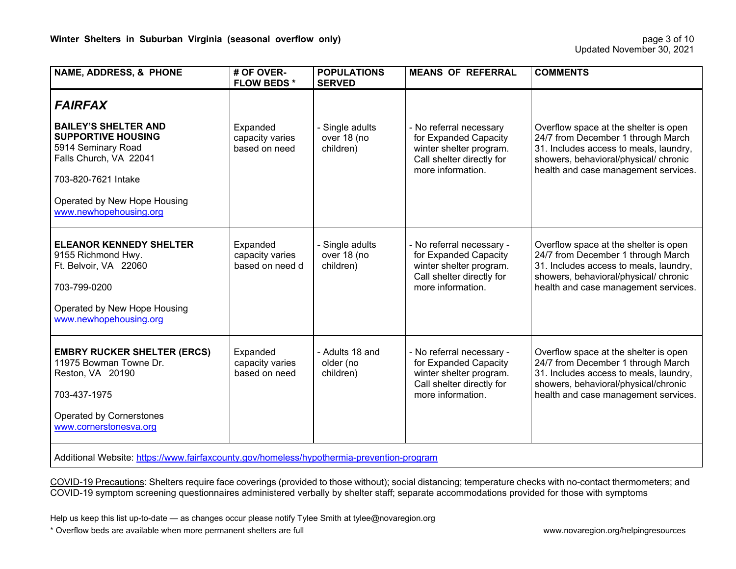**Winter Shelters in Suburban Virginia (seasonal overflow only)**

Updated November 30, 2021

| NAME, ADDRESS, & PHONE | # OF OVER-FLOW BEDS * | POPULATIONS SERVED | MEANS OF REFERRAL | COMMENTS |
|---|---|---|---|---|
| ***FAIRFAX*** | | | | |
| **BAILEY'S SHELTER AND SUPPORTIVE HOUSING**<br>5914 Seminary Road<br>Falls Church, VA 22041<br><br>703-820-7621 Intake<br><br>Operated by New Hope Housing<br>www.newhopehousing.org | Expanded capacity varies based on need | - Single adults over 18 (no children) | - No referral necessary for Expanded Capacity winter shelter program. Call shelter directly for more information. | Overflow space at the shelter is open 24/7 from December 1 through March 31. Includes access to meals, laundry, showers, behavioral/physical/ chronic health and case management services. |
| **ELEANOR KENNEDY SHELTER**<br>9155 Richmond Hwy.<br>Ft. Belvoir, VA 22060<br><br>703-799-0200<br><br>Operated by New Hope Housing<br>www.newhopehousing.org | Expanded capacity varies based on need d | - Single adults over 18 (no children) | - No referral necessary - for Expanded Capacity winter shelter program. Call shelter directly for more information. | Overflow space at the shelter is open 24/7 from December 1 through March 31. Includes access to meals, laundry, showers, behavioral/physical/ chronic health and case management services. |
| **EMBRY RUCKER SHELTER (ERCS)**<br>11975 Bowman Towne Dr.<br>Reston, VA 20190<br><br>703-437-1975<br><br>Operated by Cornerstones<br>www.cornerstonesva.org | Expanded capacity varies based on need | - Adults 18 and older (no children) | - No referral necessary - for Expanded Capacity winter shelter program. Call shelter directly for more information. | Overflow space at the shelter is open 24/7 from December 1 through March 31. Includes access to meals, laundry, showers, behavioral/physical/chronic health and case management services. |
| Additional Website: https://www.fairfaxcounty.gov/homeless/hypothermia-prevention-program | | | | |

COVID-19 Precautions: Shelters require face coverings (provided to those without); social distancing; temperature checks with no-contact thermometers; and COVID-19 symptom screening questionnaires administered verbally by shelter staff; separate accommodations provided for those with symptoms

Help us keep this list up-to-date — as changes occur please notify Tylee Smith at tylee@novaregion.org

* Overflow beds are available when more permanent shelters are full

www.novaregion.org/helpingresources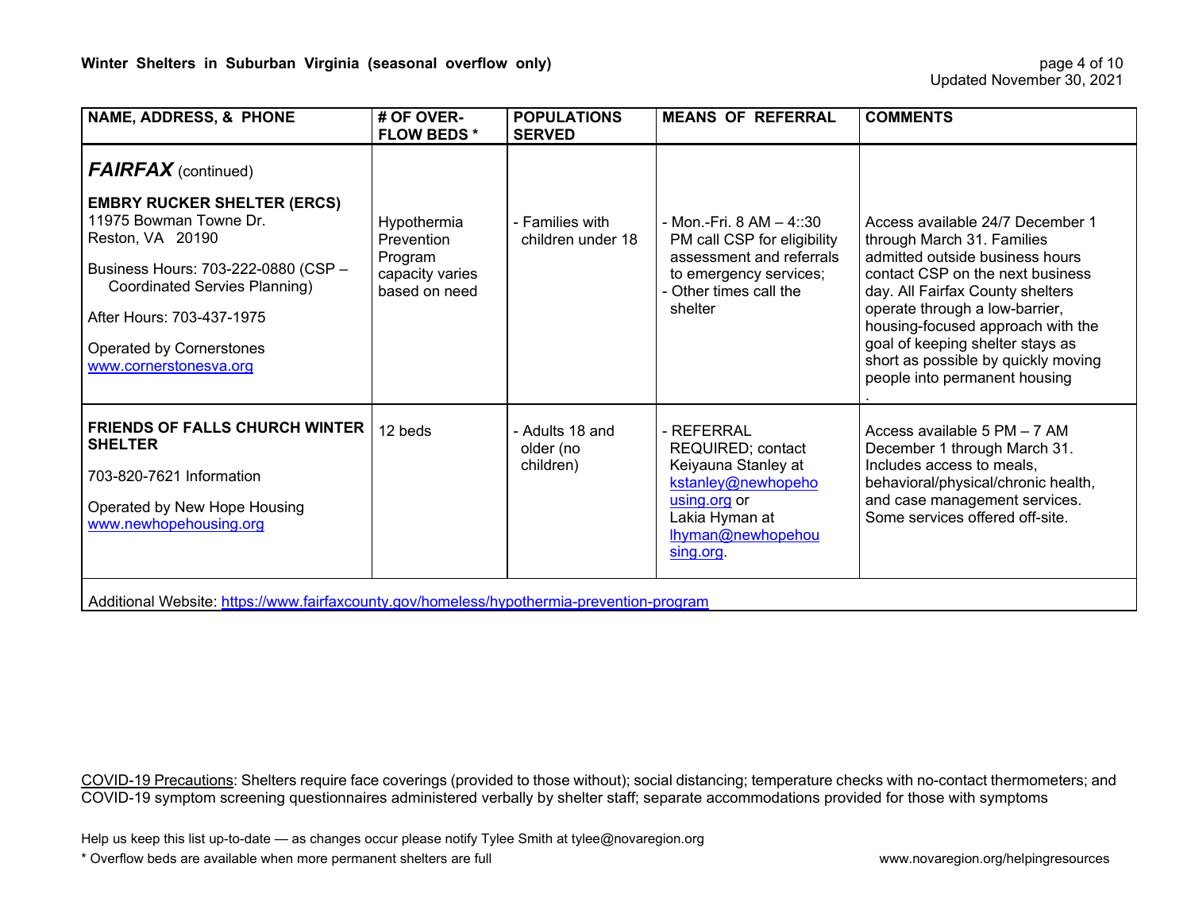## Winter Shelters in Suburban Virginia (seasonal overflow only)

Updated November 30, 2021

| NAME, ADDRESS, & PHONE | # OF OVER-FLOW BEDS * | POPULATIONS SERVED | MEANS OF REFERRAL | COMMENTS |
|---|---|---|---|---|
| ***FAIRFAX*** (continued) | | | | |
| **EMBRY RUCKER SHELTER (ERCS)**<br>11975 Bowman Towne Dr.<br>Reston, VA 20190<br>Business Hours: 703-222-0880 (CSP – Coordinated Servies Planning)<br>After Hours: 703-437-1975<br>Operated by Cornerstones<br>www.cornerstonesva.org | Hypothermia Prevention Program capacity varies based on need | - Families with children under 18 | - Mon.-Fri. 8 AM – 4::30 PM call CSP for eligibility assessment and referrals to emergency services;<br>- Other times call the shelter | Access available 24/7 December 1 through March 31. Families admitted outside business hours contact CSP on the next business day. All Fairfax County shelters operate through a low-barrier, housing-focused approach with the goal of keeping shelter stays as short as possible by quickly moving people into permanent housing<br>. |
| **FRIENDS OF FALLS CHURCH WINTER SHELTER**<br>703-820-7621 Information<br>Operated by New Hope Housing<br>www.newhopehousing.org | 12 beds | - Adults 18 and older (no children) | - REFERRAL REQUIRED; contact Keiyauna Stanley at kstanley@newhopehousing.org or Lakia Hyman at lhyman@newhopehousing.org. | Access available 5 PM – 7 AM December 1 through March 31. Includes access to meals, behavioral/physical/chronic health, and case management services. Some services offered off-site. |
| Additional Website: https://www.fairfaxcounty.gov/homeless/hypothermia-prevention-program | | | | |

COVID-19 Precautions: Shelters require face coverings (provided to those without); social distancing; temperature checks with no-contact thermometers; and COVID-19 symptom screening questionnaires administered verbally by shelter staff; separate accommodations provided for those with symptoms

Help us keep this list up-to-date — as changes occur please notify Tylee Smith at tylee@novaregion.org

* Overflow beds are available when more permanent shelters are full

www.novaregion.org/helpingresources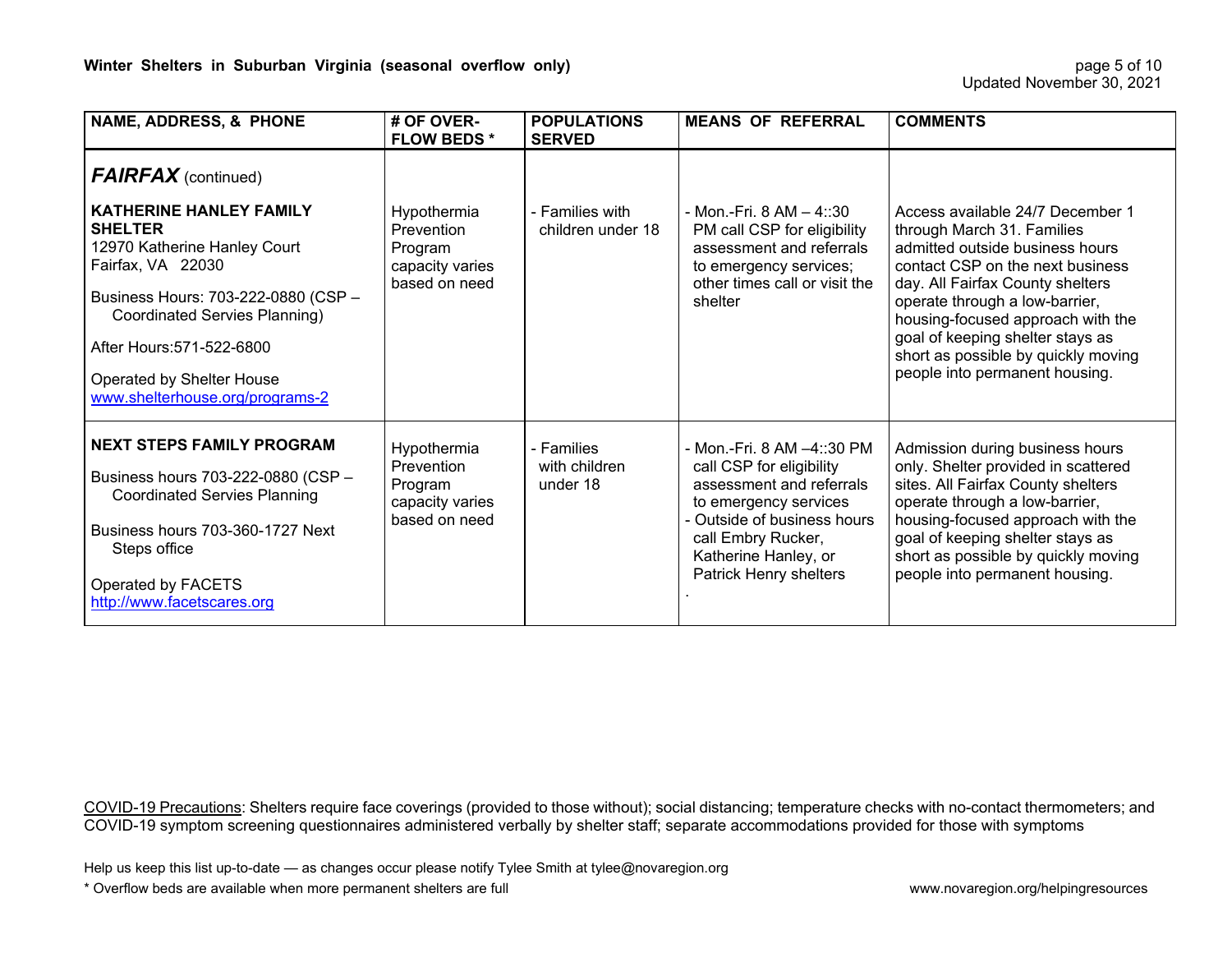**Winter Shelters in Suburban Virginia (seasonal overflow only)**

Updated November 30, 2021

| NAME, ADDRESS, & PHONE | # OF OVER-FLOW BEDS * | POPULATIONS SERVED | MEANS OF REFERRAL | COMMENTS |
|---|---|---|---|---|
| ***FAIRFAX*** (continued) | | | | |
| **KATHERINE HANLEY FAMILY SHELTER**<br>12970 Katherine Hanley Court<br>Fairfax, VA 22030<br>Business Hours: 703-222-0880 (CSP – Coordinated Servies Planning)<br>After Hours:571-522-6800<br>Operated by Shelter House<br>[www.shelterhouse.org/programs-2](http://www.shelterhouse.org/programs-2) | Hypothermia Prevention Program capacity varies based on need | - Families with children under 18 | - Mon.-Fri. 8 AM – 4::30 PM call CSP for eligibility assessment and referrals to emergency services; other times call or visit the shelter | Access available 24/7 December 1 through March 31. Families admitted outside business hours contact CSP on the next business day. All Fairfax County shelters operate through a low-barrier, housing-focused approach with the goal of keeping shelter stays as short as possible by quickly moving people into permanent housing. |
| **NEXT STEPS FAMILY PROGRAM**<br>Business hours 703-222-0880 (CSP – Coordinated Servies Planning<br>Business hours 703-360-1727 Next Steps office<br>Operated by FACETS<br>[http://www.facetscares.org](http://www.facetscares.org) | Hypothermia Prevention Program capacity varies based on need | - Families with children under 18 | - Mon.-Fri. 8 AM –4::30 PM call CSP for eligibility assessment and referrals to emergency services<br>- Outside of business hours call Embry Rucker, Katherine Hanley, or Patrick Henry shelters<br>. | Admission during business hours only. Shelter provided in scattered sites. All Fairfax County shelters operate through a low-barrier, housing-focused approach with the goal of keeping shelter stays as short as possible by quickly moving people into permanent housing. |

COVID-19 Precautions: Shelters require face coverings (provided to those without); social distancing; temperature checks with no-contact thermometers; and COVID-19 symptom screening questionnaires administered verbally by shelter staff; separate accommodations provided for those with symptoms

Help us keep this list up-to-date — as changes occur please notify Tylee Smith at tylee@novaregion.org

* Overflow beds are available when more permanent shelters are full

www.novaregion.org/helpingresources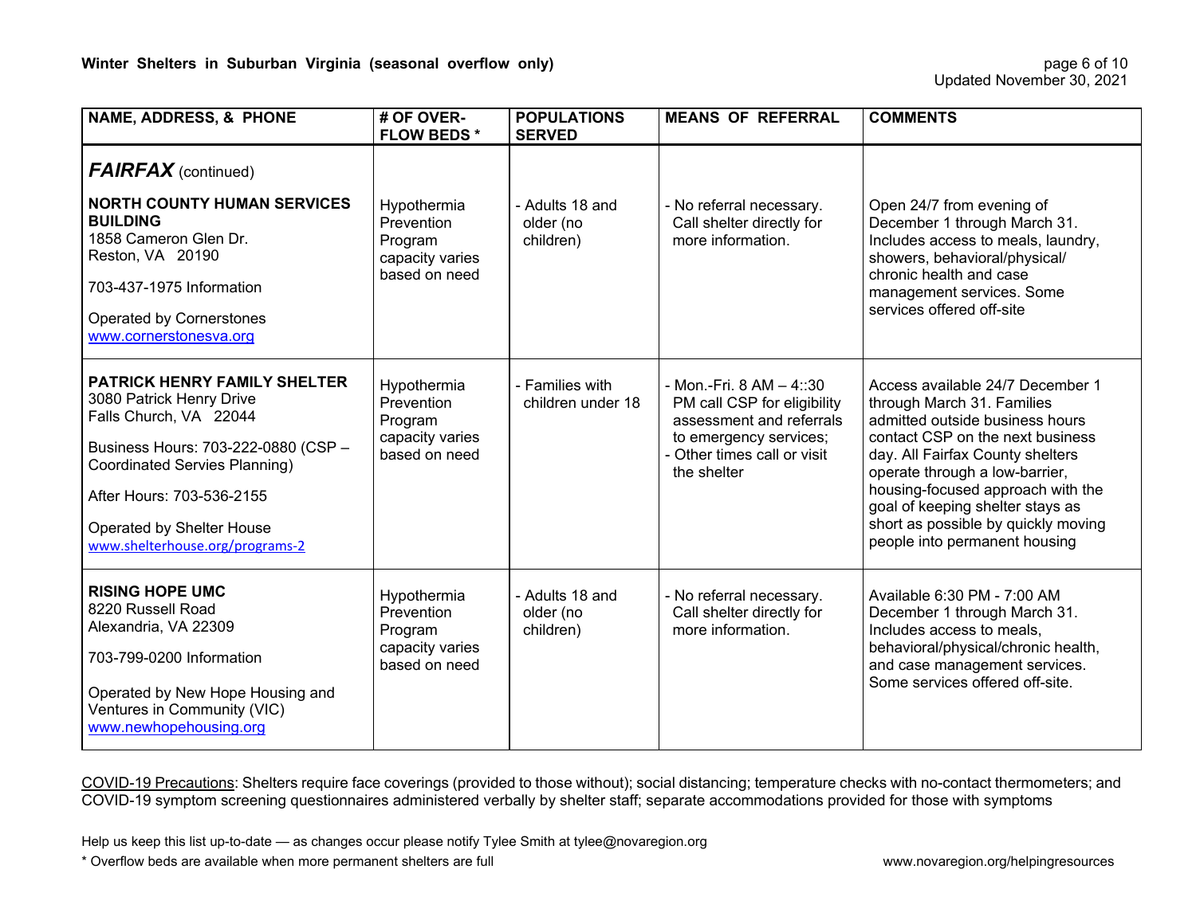**Winter Shelters in Suburban Virginia (seasonal overflow only)**

Updated November 30, 2021

| NAME, ADDRESS, & PHONE | # OF OVER-FLOW BEDS * | POPULATIONS SERVED | MEANS OF REFERRAL | COMMENTS |
|---|---|---|---|---|
| ***FAIRFAX*** (continued) | | | | |
| **NORTH COUNTY HUMAN SERVICES BUILDING**<br>1858 Cameron Glen Dr.<br>Reston, VA 20190<br>703-437-1975 Information<br>Operated by Cornerstones<br>www.cornerstonesva.org | Hypothermia Prevention Program capacity varies based on need | - Adults 18 and older (no children) | - No referral necessary. Call shelter directly for more information. | Open 24/7 from evening of December 1 through March 31. Includes access to meals, laundry, showers, behavioral/physical/ chronic health and case management services. Some services offered off-site |
| **PATRICK HENRY FAMILY SHELTER**<br>3080 Patrick Henry Drive<br>Falls Church, VA 22044<br>Business Hours: 703-222-0880 (CSP – Coordinated Servies Planning)<br>After Hours: 703-536-2155<br>Operated by Shelter House<br>www.shelterhouse.org/programs-2 | Hypothermia Prevention Program capacity varies based on need | - Families with children under 18 | - Mon.-Fri. 8 AM – 4::30 PM call CSP for eligibility assessment and referrals to emergency services;<br>- Other times call or visit the shelter | Access available 24/7 December 1 through March 31. Families admitted outside business hours contact CSP on the next business day. All Fairfax County shelters operate through a low-barrier, housing-focused approach with the goal of keeping shelter stays as short as possible by quickly moving people into permanent housing |
| **RISING HOPE UMC**<br>8220 Russell Road<br>Alexandria, VA 22309<br>703-799-0200 Information<br>Operated by New Hope Housing and Ventures in Community (VIC)<br>www.newhopehousing.org | Hypothermia Prevention Program capacity varies based on need | - Adults 18 and older (no children) | - No referral necessary. Call shelter directly for more information. | Available 6:30 PM - 7:00 AM December 1 through March 31. Includes access to meals, behavioral/physical/chronic health, and case management services. Some services offered off-site. |

COVID-19 Precautions: Shelters require face coverings (provided to those without); social distancing; temperature checks with no-contact thermometers; and COVID-19 symptom screening questionnaires administered verbally by shelter staff; separate accommodations provided for those with symptoms

Help us keep this list up-to-date — as changes occur please notify Tylee Smith at tylee@novaregion.org

* Overflow beds are available when more permanent shelters are full

www.novaregion.org/helpingresources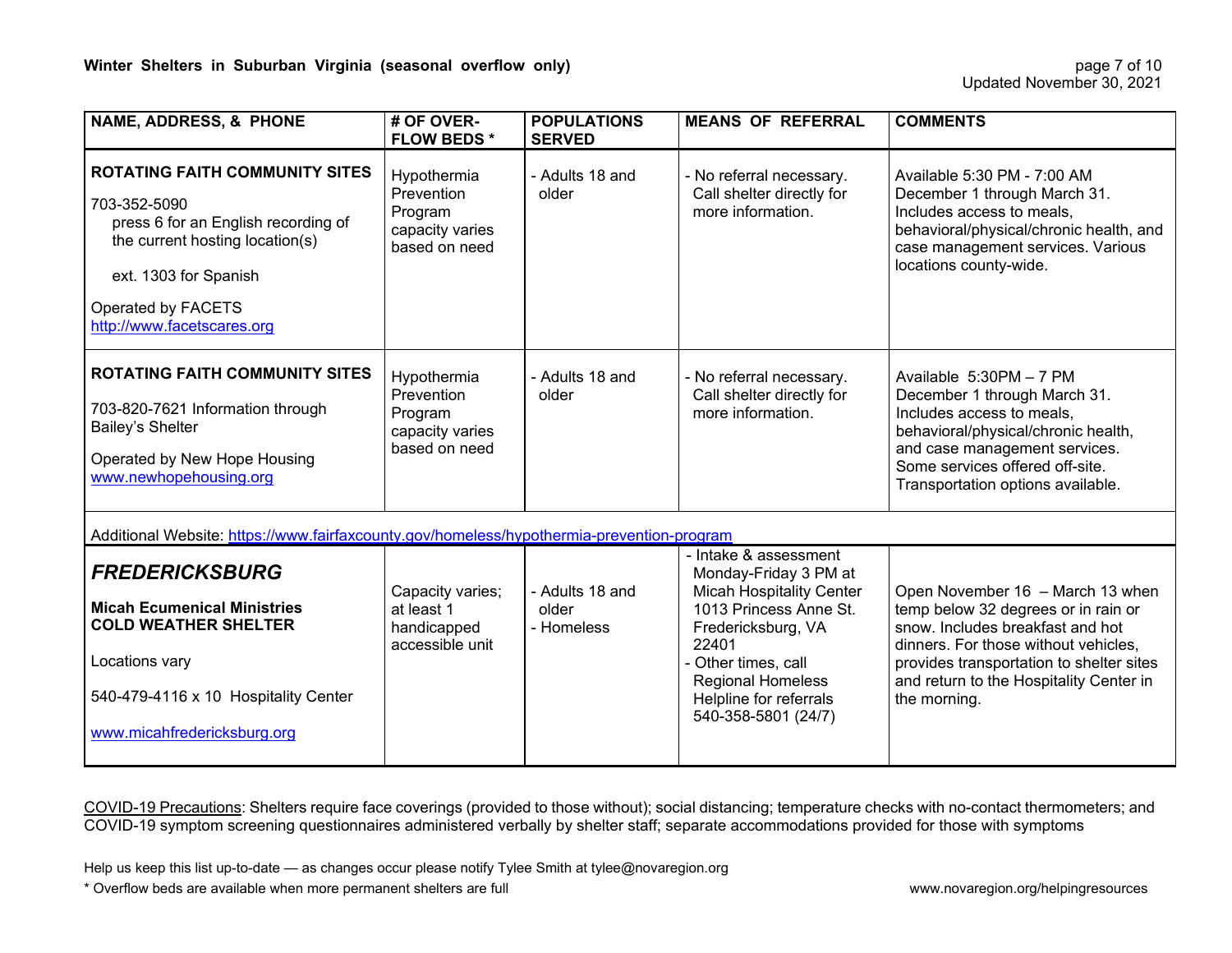## Winter Shelters in Suburban Virginia (seasonal overflow only)

Updated November 30, 2021

| NAME, ADDRESS, & PHONE | # OF OVER-FLOW BEDS * | POPULATIONS SERVED | MEANS OF REFERRAL | COMMENTS |
|---|---|---|---|---|
| **ROTATING FAITH COMMUNITY SITES**<br>703-352-5090<br>press 6 for an English recording of the current hosting location(s)<br>ext. 1303 for Spanish<br>Operated by FACETS<br>http://www.facetscares.org | Hypothermia Prevention Program capacity varies based on need | - Adults 18 and older | - No referral necessary. Call shelter directly for more information. | Available 5:30 PM - 7:00 AM December 1 through March 31. Includes access to meals, behavioral/physical/chronic health, and case management services. Various locations county-wide. |
| **ROTATING FAITH COMMUNITY SITES**<br>703-820-7621 Information through Bailey's Shelter<br>Operated by New Hope Housing<br>www.newhopehousing.org | Hypothermia Prevention Program capacity varies based on need | - Adults 18 and older | - No referral necessary. Call shelter directly for more information. | Available 5:30PM – 7 PM December 1 through March 31. Includes access to meals, behavioral/physical/chronic health, and case management services. Some services offered off-site. Transportation options available. |
| Additional Website: https://www.fairfaxcounty.gov/homeless/hypothermia-prevention-program | | | | |
| ***FREDERICKSBURG***<br>**Micah Ecumenical Ministries COLD WEATHER SHELTER**<br>Locations vary<br>540-479-4116 x 10 Hospitality Center<br>www.micahfredericksburg.org | Capacity varies; at least 1 handicapped accessible unit | - Adults 18 and older<br>- Homeless | - Intake & assessment Monday-Friday 3 PM at Micah Hospitality Center 1013 Princess Anne St. Fredericksburg, VA 22401<br>- Other times, call Regional Homeless Helpline for referrals 540-358-5801 (24/7) | Open November 16 – March 13 when temp below 32 degrees or in rain or snow. Includes breakfast and hot dinners. For those without vehicles, provides transportation to shelter sites and return to the Hospitality Center in the morning. |

COVID-19 Precautions: Shelters require face coverings (provided to those without); social distancing; temperature checks with no-contact thermometers; and COVID-19 symptom screening questionnaires administered verbally by shelter staff; separate accommodations provided for those with symptoms

Help us keep this list up-to-date — as changes occur please notify Tylee Smith at tylee@novaregion.org

* Overflow beds are available when more permanent shelters are full

www.novaregion.org/helpingresources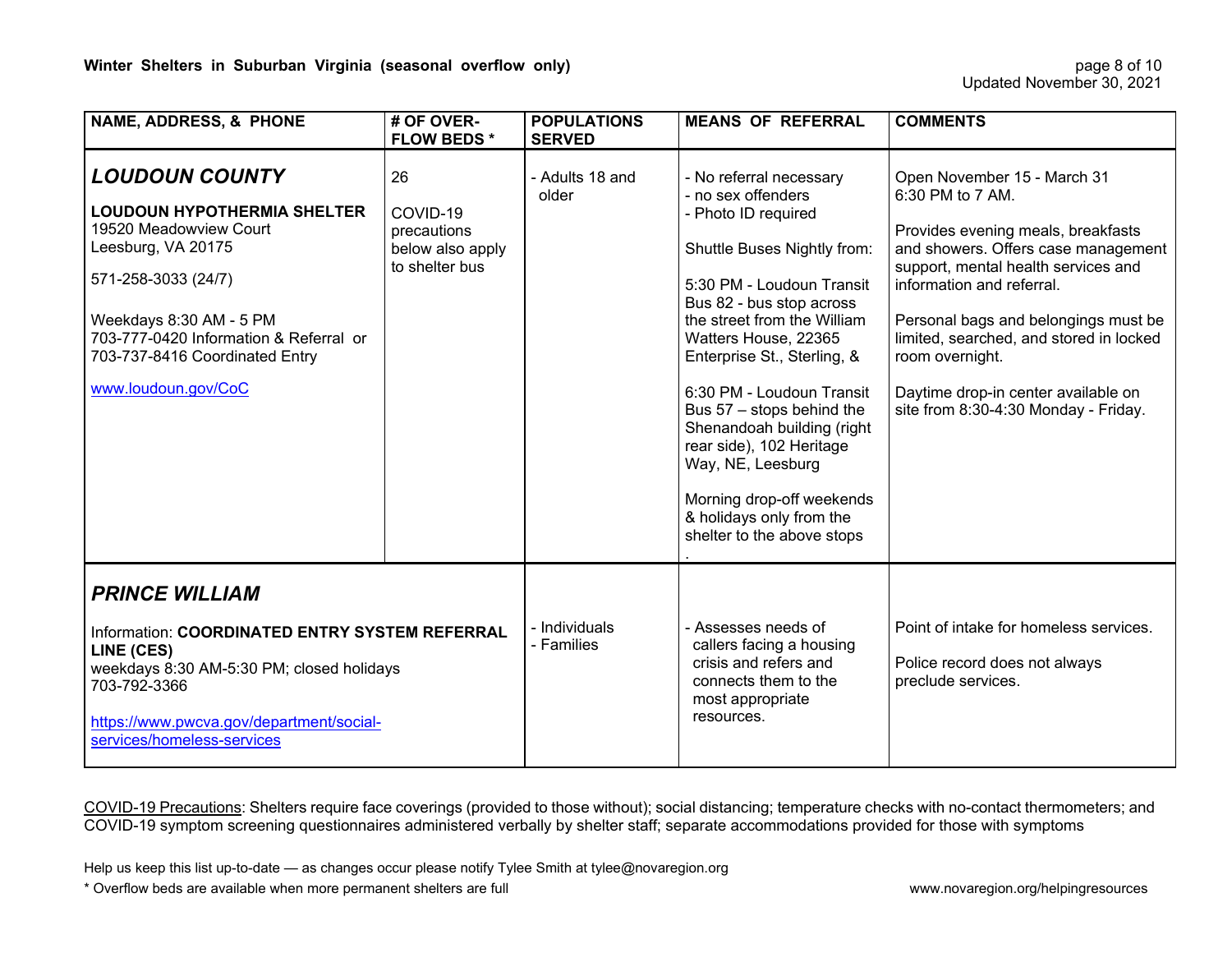## Winter Shelters in Suburban Virginia (seasonal overflow only)

Updated November 30, 2021

| NAME, ADDRESS, & PHONE | # OF OVER-FLOW BEDS * | POPULATIONS SERVED | MEANS OF REFERRAL | COMMENTS |
|---|---|---|---|---|
| ***LOUDOUN COUNTY***<br><br>**LOUDOUN HYPOTHERMIA SHELTER**<br>19520 Meadowview Court<br>Leesburg, VA 20175<br><br>571-258-3033 (24/7)<br><br>Weekdays 8:30 AM - 5 PM<br>703-777-0420 Information & Referral or<br>703-737-8416 Coordinated Entry<br><br>www.loudoun.gov/CoC | 26<br><br>COVID-19 precautions below also apply to shelter bus | - Adults 18 and older | - No referral necessary<br>- no sex offenders<br>- Photo ID required<br><br>Shuttle Buses Nightly from:<br><br>5:30 PM - Loudoun Transit Bus 82 - bus stop across the street from the William Watters House, 22365 Enterprise St., Sterling, &<br><br>6:30 PM - Loudoun Transit Bus 57 – stops behind the Shenandoah building (right rear side), 102 Heritage Way, NE, Leesburg<br><br>Morning drop-off weekends & holidays only from the shelter to the above stops<br>. | Open November 15 - March 31<br>6:30 PM to 7 AM.<br><br>Provides evening meals, breakfasts and showers. Offers case management support, mental health services and information and referral.<br><br>Personal bags and belongings must be limited, searched, and stored in locked room overnight.<br><br>Daytime drop-in center available on site from 8:30-4:30 Monday - Friday. |
| ***PRINCE WILLIAM***<br><br>Information: **COORDINATED ENTRY SYSTEM REFERRAL LINE (CES)**<br>weekdays 8:30 AM-5:30 PM; closed holidays<br>703-792-3366<br><br>https://www.pwcva.gov/department/social-services/homeless-services | | - Individuals<br>- Families | - Assesses needs of callers facing a housing crisis and refers and connects them to the most appropriate resources. | Point of intake for homeless services.<br><br>Police record does not always preclude services. |

COVID-19 Precautions: Shelters require face coverings (provided to those without); social distancing; temperature checks with no-contact thermometers; and COVID-19 symptom screening questionnaires administered verbally by shelter staff; separate accommodations provided for those with symptoms

Help us keep this list up-to-date — as changes occur please notify Tylee Smith at tylee@novaregion.org

* Overflow beds are available when more permanent shelters are full

www.novaregion.org/helpingresources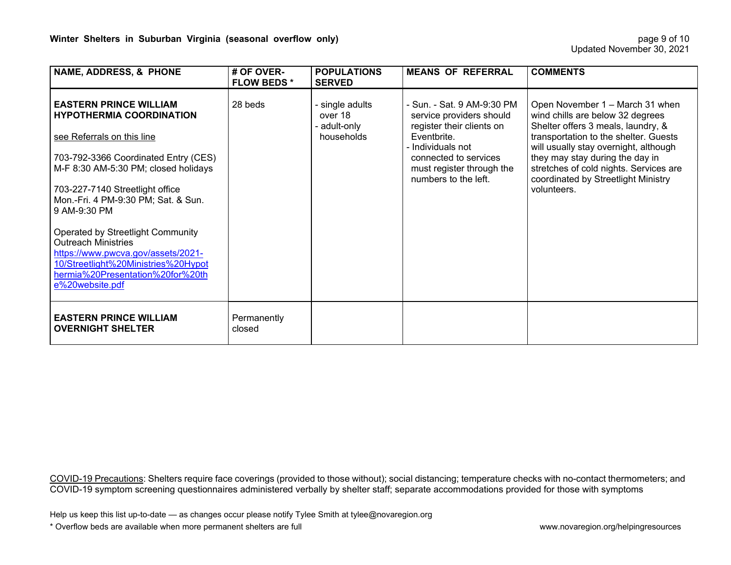**Winter Shelters in Suburban Virginia (seasonal overflow only)**

Updated November 30, 2021

| NAME, ADDRESS, & PHONE | # OF OVER-FLOW BEDS * | POPULATIONS SERVED | MEANS OF REFERRAL | COMMENTS |
|---|---|---|---|---|
| **EASTERN PRINCE WILLIAM HYPOTHERMIA COORDINATION**<br><br>see Referrals on this line<br><br>703-792-3366 Coordinated Entry (CES) M-F 8:30 AM-5:30 PM; closed holidays<br><br>703-227-7140 Streetlight office Mon.-Fri. 4 PM-9:30 PM; Sat. & Sun. 9 AM-9:30 PM<br><br>Operated by Streetlight Community Outreach Ministries https://www.pwcva.gov/assets/2021-10/Streetlight%20Ministries%20Hypothermia%20Presentation%20for%20the%20website.pdf | 28 beds | - single adults over 18<br>- adult-only households | - Sun. - Sat. 9 AM-9:30 PM service providers should register their clients on Eventbrite.<br>- Individuals not connected to services must register through the numbers to the left. | Open November 1 – March 31 when wind chills are below 32 degrees Shelter offers 3 meals, laundry, & transportation to the shelter. Guests will usually stay overnight, although they may stay during the day in stretches of cold nights. Services are coordinated by Streetlight Ministry volunteers. |
| **EASTERN PRINCE WILLIAM OVERNIGHT SHELTER** | Permanently closed | | | |

COVID-19 Precautions: Shelters require face coverings (provided to those without); social distancing; temperature checks with no-contact thermometers; and COVID-19 symptom screening questionnaires administered verbally by shelter staff; separate accommodations provided for those with symptoms

Help us keep this list up-to-date — as changes occur please notify Tylee Smith at tylee@novaregion.org

* Overflow beds are available when more permanent shelters are full

www.novaregion.org/helpingresources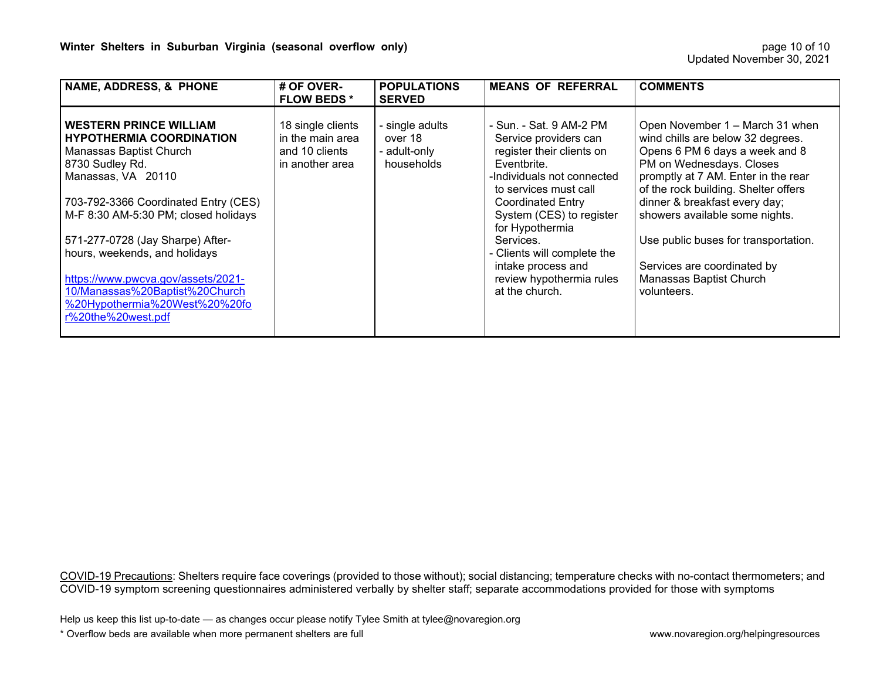| NAME, ADDRESS, & PHONE | # OF OVER-FLOW BEDS * | POPULATIONS SERVED | MEANS OF REFERRAL | COMMENTS |
|---|---|---|---|---|
| **WESTERN PRINCE WILLIAM HYPOTHERMIA COORDINATION**<br>Manassas Baptist Church<br>8730 Sudley Rd.<br>Manassas, VA 20110<br><br>703-792-3366 Coordinated Entry (CES)<br>M-F 8:30 AM-5:30 PM; closed holidays<br><br>571-277-0728 (Jay Sharpe) After-hours, weekends, and holidays<br><br>[https://www.pwcva.gov/assets/2021-10/Manassas%20Baptist%20Church%20Hypothermia%20West%20%20for%20the%20west.pdf](https://www.pwcva.gov/assets/2021-10/Manassas%20Baptist%20Church%20Hypothermia%20West%20%20for%20the%20west.pdf) | 18 single clients in the main area and 10 clients in another area | - single adults over 18<br>- adult-only households | - Sun. - Sat. 9 AM-2 PM Service providers can register their clients on Eventbrite.<br>-Individuals not connected to services must call Coordinated Entry System (CES) to register for Hypothermia Services.<br>- Clients will complete the intake process and review hypothermia rules at the church. | Open November 1 – March 31 when wind chills are below 32 degrees. Opens 6 PM 6 days a week and 8 PM on Wednesdays. Closes promptly at 7 AM. Enter in the rear of the rock building. Shelter offers dinner & breakfast every day; showers available some nights.<br><br>Use public buses for transportation.<br><br>Services are coordinated by Manassas Baptist Church volunteers. |

<u>COVID-19 Precautions</u>: Shelters require face coverings (provided to those without); social distancing; temperature checks with no-contact thermometers; and COVID-19 symptom screening questionnaires administered verbally by shelter staff; separate accommodations provided for those with symptoms

Help us keep this list up-to-date — as changes occur please notify Tylee Smith at tylee@novaregion.org

* Overflow beds are available when more permanent shelters are full

www.novaregion.org/helpingresources